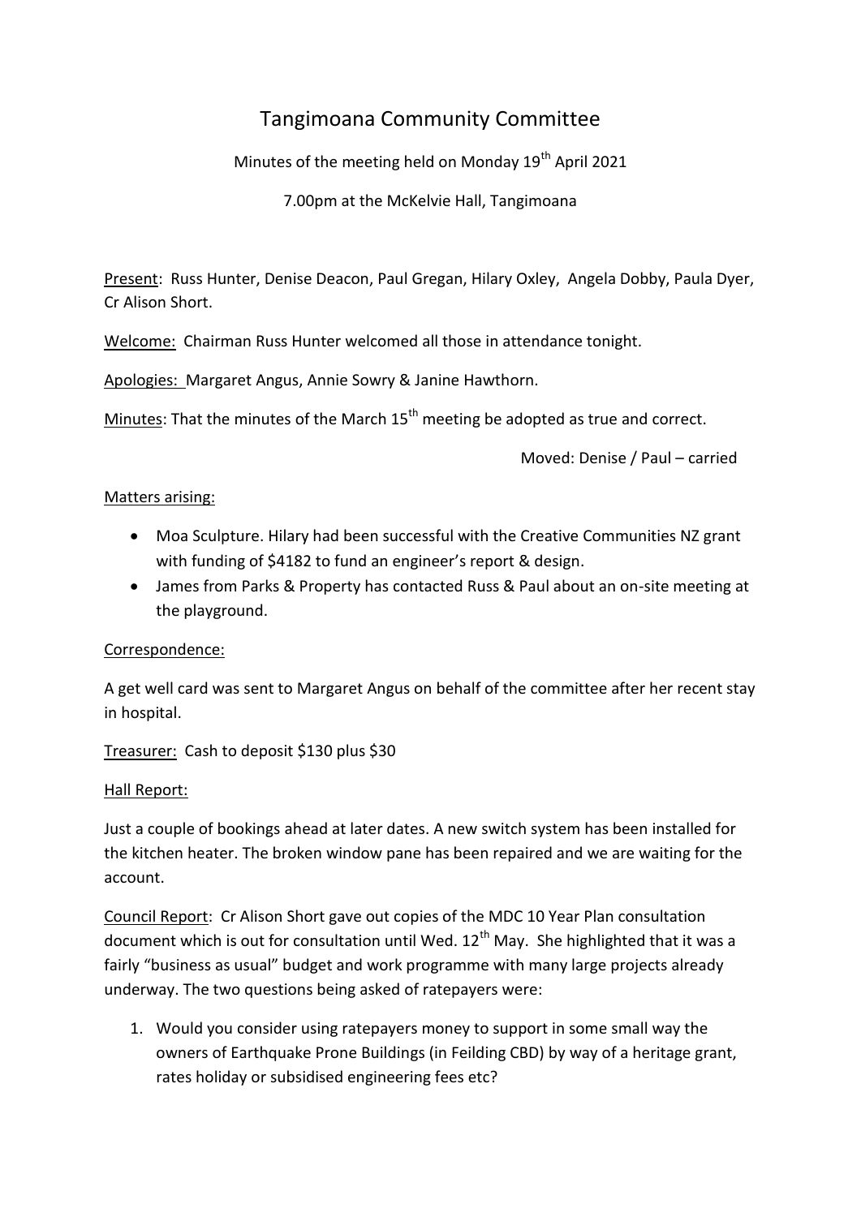# Tangimoana Community Committee

Minutes of the meeting held on Monday 19th April 2021

7.00pm at the McKelvie Hall, Tangimoana

Present: Russ Hunter, Denise Deacon, Paul Gregan, Hilary Oxley, Angela Dobby, Paula Dyer, Cr Alison Short.

Welcome: Chairman Russ Hunter welcomed all those in attendance tonight.

Apologies: Margaret Angus, Annie Sowry & Janine Hawthorn.

Minutes: That the minutes of the March 15th meeting be adopted as true and correct.

Moved: Denise / Paul – carried

Matters arising:

- Moa Sculpture. Hilary had been successful with the Creative Communities NZ grant with funding of $4182 to fund an engineer's report & design.
- James from Parks & Property has contacted Russ & Paul about an on-site meeting at the playground.

Correspondence:

A get well card was sent to Margaret Angus on behalf of the committee after her recent stay in hospital.

Treasurer: Cash to deposit $130 plus $30

Hall Report:

Just a couple of bookings ahead at later dates. A new switch system has been installed for the kitchen heater. The broken window pane has been repaired and we are waiting for the account.

Council Report: Cr Alison Short gave out copies of the MDC 10 Year Plan consultation document which is out for consultation until Wed. 12th May. She highlighted that it was a fairly "business as usual" budget and work programme with many large projects already underway. The two questions being asked of ratepayers were:

1. Would you consider using ratepayers money to support in some small way the owners of Earthquake Prone Buildings (in Feilding CBD) by way of a heritage grant, rates holiday or subsidised engineering fees etc?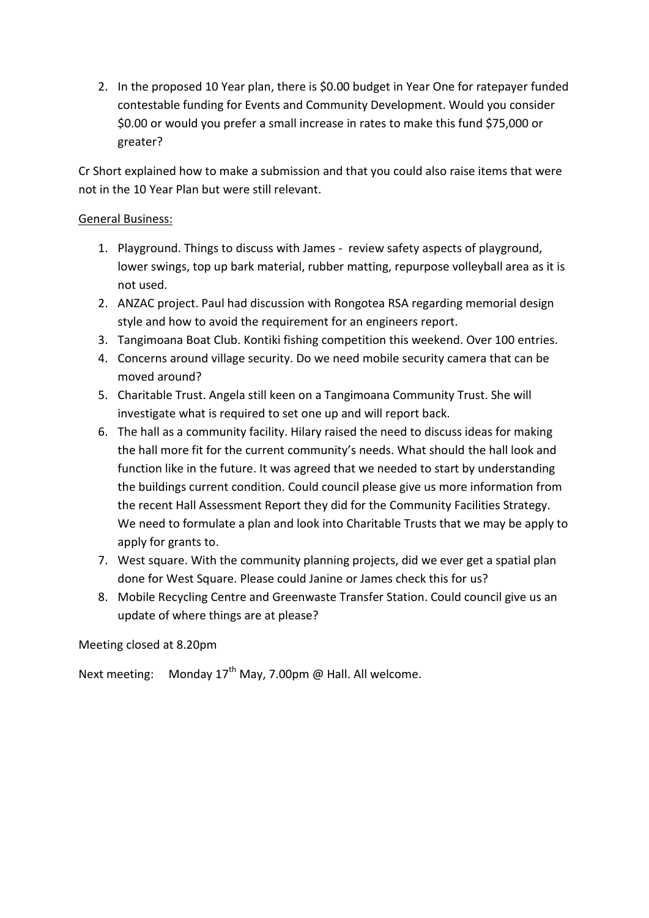2. In the proposed 10 Year plan, there is $0.00 budget in Year One for ratepayer funded contestable funding for Events and Community Development. Would you consider $0.00 or would you prefer a small increase in rates to make this fund $75,000 or greater?

Cr Short explained how to make a submission and that you could also raise items that were not in the 10 Year Plan but were still relevant.

General Business:

1. Playground. Things to discuss with James - review safety aspects of playground, lower swings, top up bark material, rubber matting, repurpose volleyball area as it is not used.
2. ANZAC project. Paul had discussion with Rongotea RSA regarding memorial design style and how to avoid the requirement for an engineers report.
3. Tangimoana Boat Club. Kontiki fishing competition this weekend. Over 100 entries.
4. Concerns around village security. Do we need mobile security camera that can be moved around?
5. Charitable Trust. Angela still keen on a Tangimoana Community Trust. She will investigate what is required to set one up and will report back.
6. The hall as a community facility. Hilary raised the need to discuss ideas for making the hall more fit for the current community's needs. What should the hall look and function like in the future. It was agreed that we needed to start by understanding the buildings current condition. Could council please give us more information from the recent Hall Assessment Report they did for the Community Facilities Strategy. We need to formulate a plan and look into Charitable Trusts that we may be apply to apply for grants to.
7. West square. With the community planning projects, did we ever get a spatial plan done for West Square. Please could Janine or James check this for us?
8. Mobile Recycling Centre and Greenwaste Transfer Station. Could council give us an update of where things are at please?

Meeting closed at 8.20pm

Next meeting: Monday 17th May, 7.00pm @ Hall. All welcome.